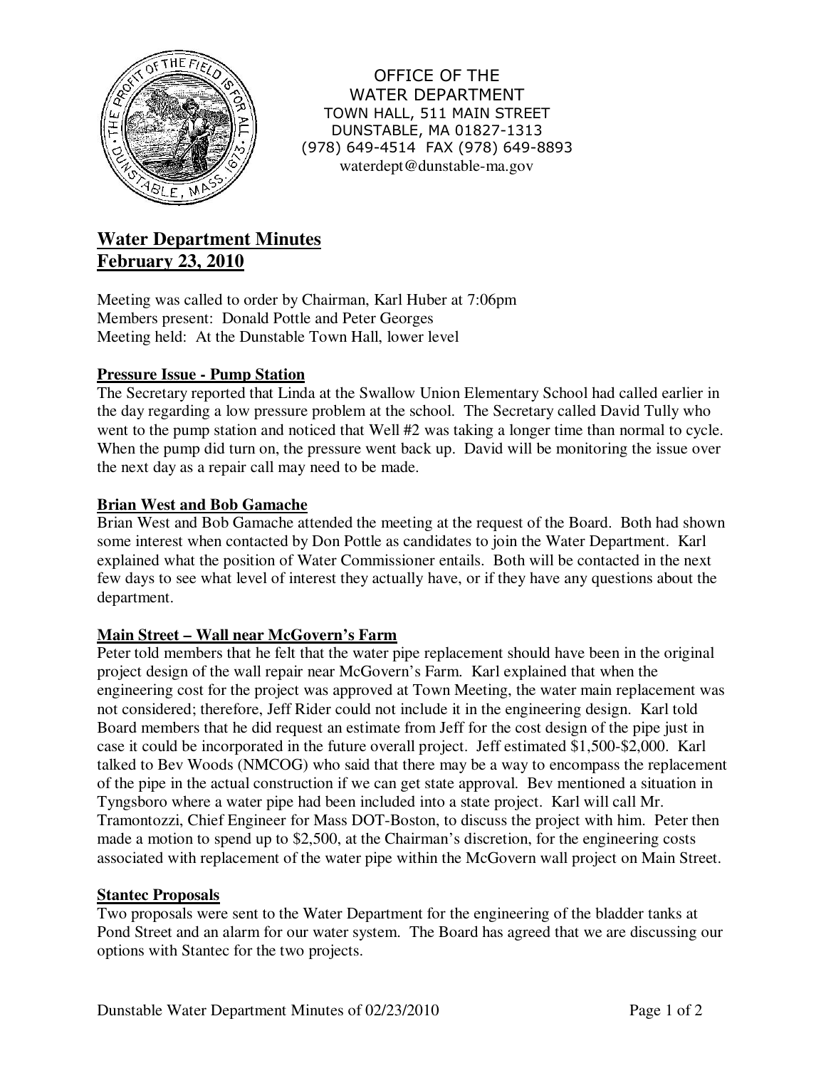OFFICE OF THE
WATER DEPARTMENT
TOWN HALL, 511 MAIN STREET
DUNSTABLE, MA 01827-1313
(978) 649-4514 FAX (978) 649-8893
waterdept@dunstable-ma.gov

# Water Department Minutes
# February 23, 2010

Meeting was called to order by Chairman, Karl Huber at 7:06pm
Members present: Donald Pottle and Peter Georges
Meeting held: At the Dunstable Town Hall, lower level

## Pressure Issue - Pump Station

The Secretary reported that Linda at the Swallow Union Elementary School had called earlier in the day regarding a low pressure problem at the school. The Secretary called David Tully who went to the pump station and noticed that Well #2 was taking a longer time than normal to cycle. When the pump did turn on, the pressure went back up. David will be monitoring the issue over the next day as a repair call may need to be made.

## Brian West and Bob Gamache

Brian West and Bob Gamache attended the meeting at the request of the Board. Both had shown some interest when contacted by Don Pottle as candidates to join the Water Department. Karl explained what the position of Water Commissioner entails. Both will be contacted in the next few days to see what level of interest they actually have, or if they have any questions about the department.

## Main Street – Wall near McGovern's Farm

Peter told members that he felt that the water pipe replacement should have been in the original project design of the wall repair near McGovern's Farm. Karl explained that when the engineering cost for the project was approved at Town Meeting, the water main replacement was not considered; therefore, Jeff Rider could not include it in the engineering design. Karl told Board members that he did request an estimate from Jeff for the cost design of the pipe just in case it could be incorporated in the future overall project. Jeff estimated $1,500-$2,000. Karl talked to Bev Woods (NMCOG) who said that there may be a way to encompass the replacement of the pipe in the actual construction if we can get state approval. Bev mentioned a situation in Tyngsboro where a water pipe had been included into a state project. Karl will call Mr. Tramontozzi, Chief Engineer for Mass DOT-Boston, to discuss the project with him. Peter then made a motion to spend up to $2,500, at the Chairman's discretion, for the engineering costs associated with replacement of the water pipe within the McGovern wall project on Main Street.

## Stantec Proposals

Two proposals were sent to the Water Department for the engineering of the bladder tanks at Pond Street and an alarm for our water system. The Board has agreed that we are discussing our options with Stantec for the two projects.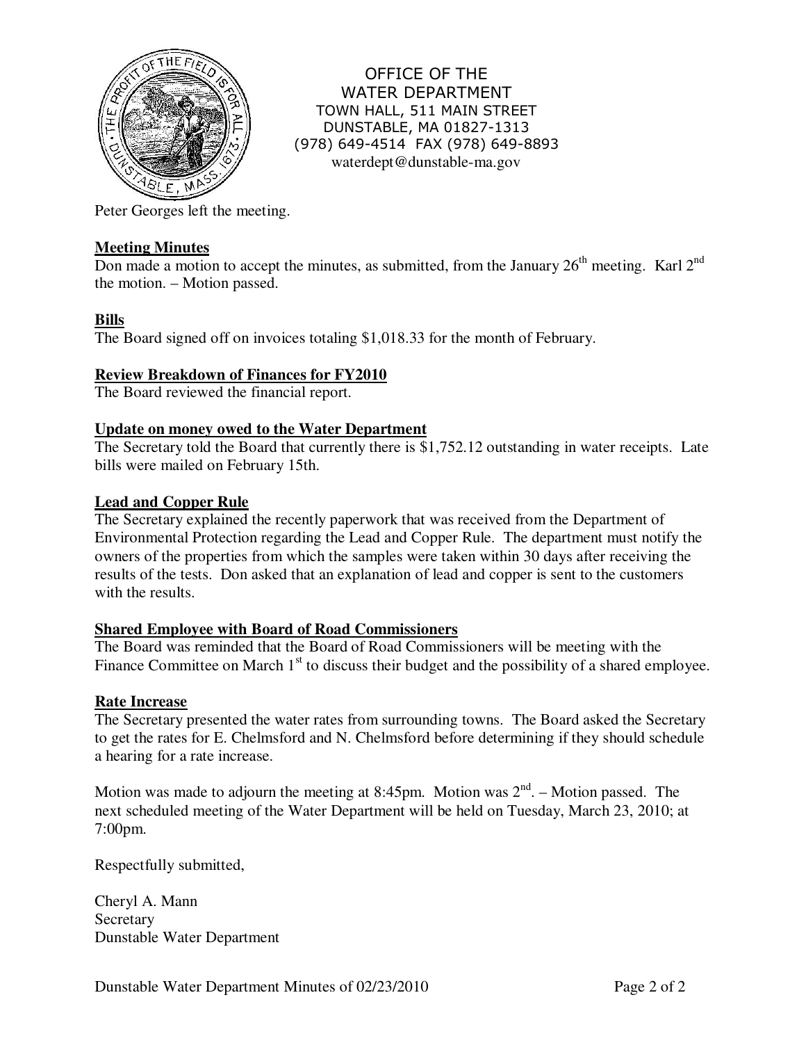OFFICE OF THE
WATER DEPARTMENT
TOWN HALL, 511 MAIN STREET
DUNSTABLE, MA 01827-1313
(978) 649-4514 FAX (978) 649-8893
waterdept@dunstable-ma.gov

Peter Georges left the meeting.

**Meeting Minutes**

Don made a motion to accept the minutes, as submitted, from the January 26th meeting. Karl 2nd the motion. – Motion passed.

**Bills**

The Board signed off on invoices totaling $1,018.33 for the month of February.

**Review Breakdown of Finances for FY2010**

The Board reviewed the financial report.

**Update on money owed to the Water Department**

The Secretary told the Board that currently there is $1,752.12 outstanding in water receipts. Late bills were mailed on February 15th.

**Lead and Copper Rule**

The Secretary explained the recently paperwork that was received from the Department of Environmental Protection regarding the Lead and Copper Rule. The department must notify the owners of the properties from which the samples were taken within 30 days after receiving the results of the tests. Don asked that an explanation of lead and copper is sent to the customers with the results.

**Shared Employee with Board of Road Commissioners**

The Board was reminded that the Board of Road Commissioners will be meeting with the Finance Committee on March 1st to discuss their budget and the possibility of a shared employee.

**Rate Increase**

The Secretary presented the water rates from surrounding towns. The Board asked the Secretary to get the rates for E. Chelmsford and N. Chelmsford before determining if they should schedule a hearing for a rate increase.

Motion was made to adjourn the meeting at 8:45pm. Motion was 2nd. – Motion passed. The next scheduled meeting of the Water Department will be held on Tuesday, March 23, 2010; at 7:00pm.

Respectfully submitted,

Cheryl A. Mann
Secretary
Dunstable Water Department